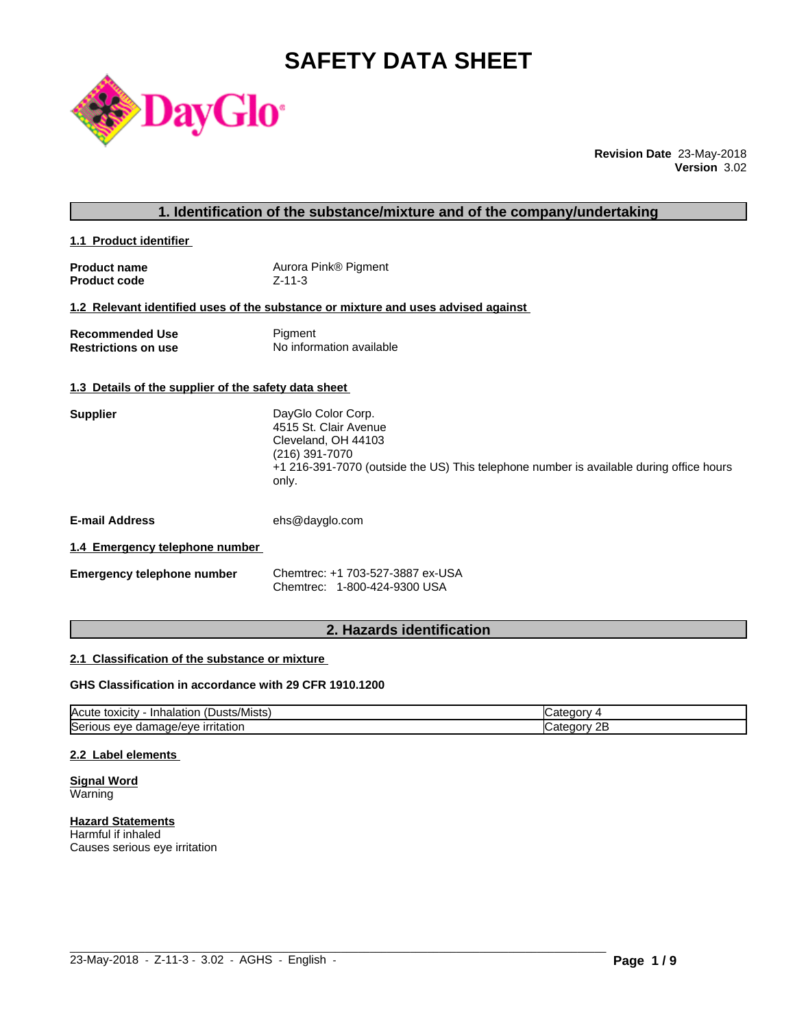# SAFETY DATA SHEET

**Revision Date** 23-May-2018
**Version** 3.02

## 1. Identification of the substance/mixture and of the company/undertaking

### 1.1 Product identifier

**Product name** Aurora Pink® Pigment
**Product code** Z-11-3

### 1.2 Relevant identified uses of the substance or mixture and uses advised against

**Recommended Use** Pigment
**Restrictions on use** No information available

### 1.3 Details of the supplier of the safety data sheet

**Supplier**
DayGlo Color Corp.
4515 St. Clair Avenue
Cleveland, OH 44103
(216) 391-7070
+1 216-391-7070 (outside the US) This telephone number is available during office hours only.

**E-mail Address** ehs@dayglo.com

### 1.4 Emergency telephone number

**Emergency telephone number**
Chemtrec: +1 703-527-3887 ex-USA
Chemtrec: 1-800-424-9300 USA

## 2. Hazards identification

### 2.1 Classification of the substance or mixture

**GHS Classification in accordance with 29 CFR 1910.1200**

| | |
|---|---|
| Acute toxicity - Inhalation (Dusts/Mists) | Category 4 |
| Serious eye damage/eye irritation | Category 2B |

### 2.2 Label elements

**Signal Word**
Warning

**Hazard Statements**
Harmful if inhaled
Causes serious eye irritation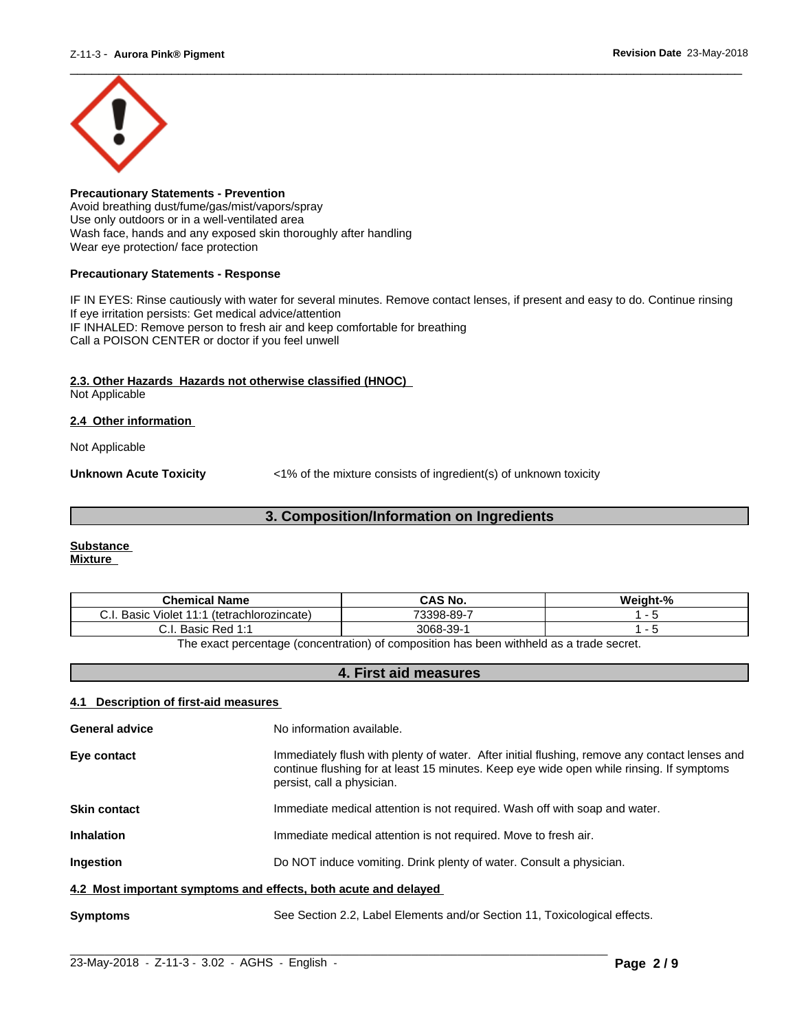**Precautionary Statements - Prevention**
Avoid breathing dust/fume/gas/mist/vapors/spray
Use only outdoors or in a well-ventilated area
Wash face, hands and any exposed skin thoroughly after handling
Wear eye protection/ face protection

**Precautionary Statements - Response**

IF IN EYES: Rinse cautiously with water for several minutes. Remove contact lenses, if present and easy to do. Continue rinsing
If eye irritation persists: Get medical advice/attention
IF INHALED: Remove person to fresh air and keep comfortable for breathing
Call a POISON CENTER or doctor if you feel unwell

### 2.3. Other Hazards Hazards not otherwise classified (HNOC)

Not Applicable

### 2.4 Other information

Not Applicable

**Unknown Acute Toxicity** <1% of the mixture consists of ingredient(s) of unknown toxicity

## 3. Composition/Information on Ingredients

**Substance**
**Mixture**

| Chemical Name | CAS No. | Weight-% |
|---|---|---|
| C.I. Basic Violet 11:1 (tetrachlorozincate) | 73398-89-7 | 1 - 5 |
| C.I. Basic Red 1:1 | 3068-39-1 | 1 - 5 |

The exact percentage (concentration) of composition has been withheld as a trade secret.

## 4. First aid measures

### 4.1 Description of first-aid measures

**General advice** No information available.

**Eye contact** Immediately flush with plenty of water. After initial flushing, remove any contact lenses and continue flushing for at least 15 minutes. Keep eye wide open while rinsing. If symptoms persist, call a physician.

**Skin contact** Immediate medical attention is not required. Wash off with soap and water.

**Inhalation** Immediate medical attention is not required. Move to fresh air.

**Ingestion** Do NOT induce vomiting. Drink plenty of water. Consult a physician.

### 4.2 Most important symptoms and effects, both acute and delayed

**Symptoms** See Section 2.2, Label Elements and/or Section 11, Toxicological effects.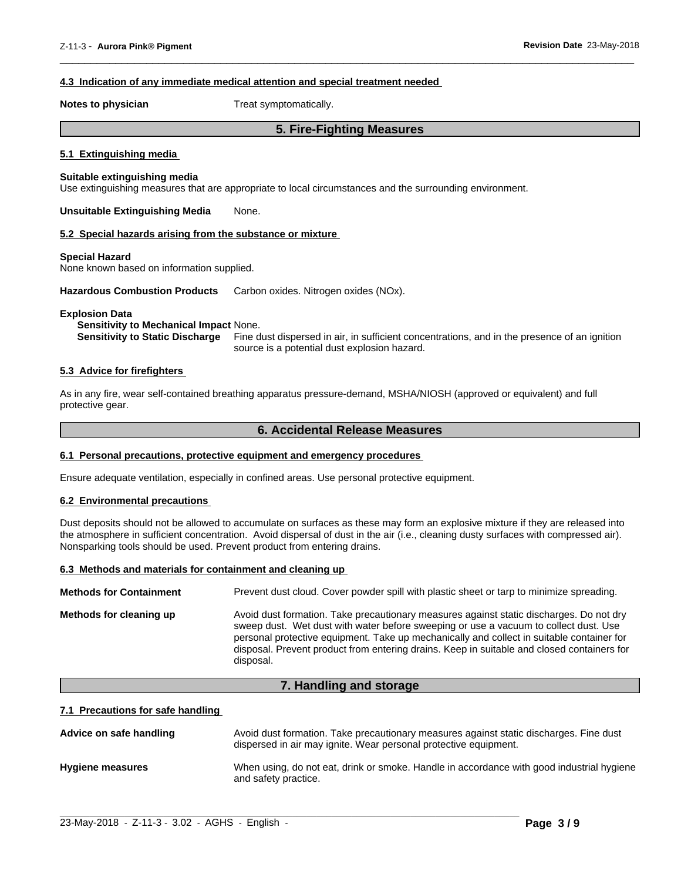#### 4.3 Indication of any immediate medical attention and special treatment needed

**Notes to physician** Treat symptomatically.

## 5. Fire-Fighting Measures

#### 5.1 Extinguishing media

**Suitable extinguishing media**
Use extinguishing measures that are appropriate to local circumstances and the surrounding environment.

**Unsuitable Extinguishing Media** None.

#### 5.2 Special hazards arising from the substance or mixture

**Special Hazard**
None known based on information supplied.

**Hazardous Combustion Products** Carbon oxides. Nitrogen oxides (NOx).

**Explosion Data**
**Sensitivity to Mechanical Impact** None.
**Sensitivity to Static Discharge** Fine dust dispersed in air, in sufficient concentrations, and in the presence of an ignition source is a potential dust explosion hazard.

#### 5.3 Advice for firefighters

As in any fire, wear self-contained breathing apparatus pressure-demand, MSHA/NIOSH (approved or equivalent) and full protective gear.

## 6. Accidental Release Measures

#### 6.1 Personal precautions, protective equipment and emergency procedures

Ensure adequate ventilation, especially in confined areas. Use personal protective equipment.

#### 6.2 Environmental precautions

Dust deposits should not be allowed to accumulate on surfaces as these may form an explosive mixture if they are released into the atmosphere in sufficient concentration. Avoid dispersal of dust in the air (i.e., cleaning dusty surfaces with compressed air). Nonsparking tools should be used. Prevent product from entering drains.

#### 6.3 Methods and materials for containment and cleaning up

**Methods for Containment** Prevent dust cloud. Cover powder spill with plastic sheet or tarp to minimize spreading.

**Methods for cleaning up** Avoid dust formation. Take precautionary measures against static discharges. Do not dry sweep dust. Wet dust with water before sweeping or use a vacuum to collect dust. Use personal protective equipment. Take up mechanically and collect in suitable container for disposal. Prevent product from entering drains. Keep in suitable and closed containers for disposal.

## 7. Handling and storage

#### 7.1 Precautions for safe handling

**Advice on safe handling** Avoid dust formation. Take precautionary measures against static discharges. Fine dust dispersed in air may ignite. Wear personal protective equipment.

**Hygiene measures** When using, do not eat, drink or smoke. Handle in accordance with good industrial hygiene and safety practice.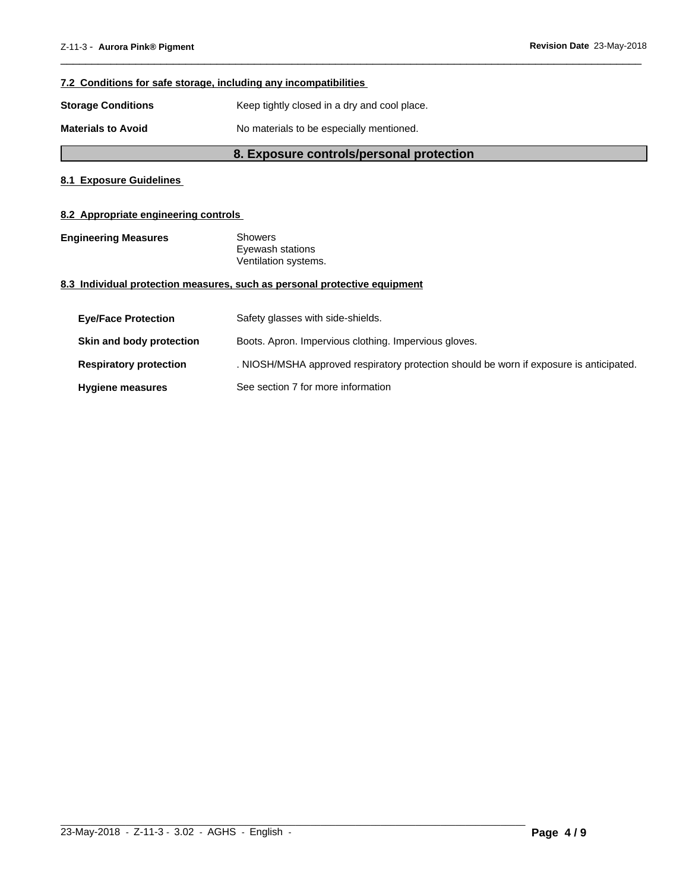#### 7.2 Conditions for safe storage, including any incompatibilities

**Storage Conditions** Keep tightly closed in a dry and cool place.

**Materials to Avoid** No materials to be especially mentioned.

## 8. Exposure controls/personal protection

#### 8.1 Exposure Guidelines

#### 8.2 Appropriate engineering controls

**Engineering Measures**
Showers
Eyewash stations
Ventilation systems.

#### 8.3 Individual protection measures, such as personal protective equipment

**Eye/Face Protection** Safety glasses with side-shields.

**Skin and body protection** Boots. Apron. Impervious clothing. Impervious gloves.

**Respiratory protection** . NIOSH/MSHA approved respiratory protection should be worn if exposure is anticipated.

**Hygiene measures** See section 7 for more information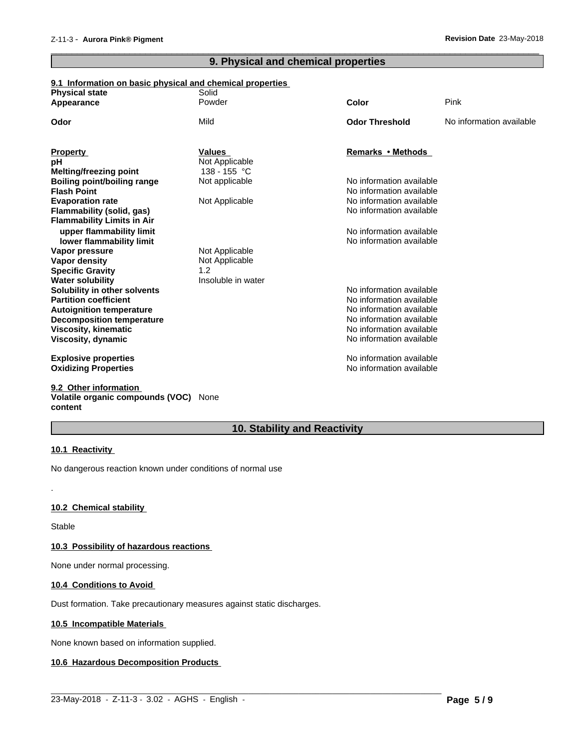## 9. Physical and chemical properties

### 9.1 Information on basic physical and chemical properties

| | | | |
|---|---|---|---|
| **Physical state** | Solid | | |
| **Appearance** | Powder | **Color** | Pink |
| **Odor** | Mild | **Odor Threshold** | No information available |

| **Property** | **Values** | **Remarks • Methods** |
|---|---|---|
| **pH** | Not Applicable | |
| **Melting/freezing point** | 138 - 155 °C | |
| **Boiling point/boiling range** | Not applicable | No information available |
| **Flash Point** | | No information available |
| **Evaporation rate** | Not Applicable | No information available |
| **Flammability (solid, gas)** | | No information available |
| **Flammability Limits in Air** | | |
| **upper flammability limit** | | No information available |
| **lower flammability limit** | | No information available |
| **Vapor pressure** | Not Applicable | |
| **Vapor density** | Not Applicable | |
| **Specific Gravity** | 1.2 | |
| **Water solubility** | Insoluble in water | |
| **Solubility in other solvents** | | No information available |
| **Partition coefficient** | | No information available |
| **Autoignition temperature** | | No information available |
| **Decomposition temperature** | | No information available |
| **Viscosity, kinematic** | | No information available |
| **Viscosity, dynamic** | | No information available |
| **Explosive properties** | | No information available |
| **Oxidizing Properties** | | No information available |

### 9.2 Other information

**Volatile organic compounds (VOC) content** None

## 10. Stability and Reactivity

### 10.1 Reactivity

No dangerous reaction known under conditions of normal use

.

### 10.2 Chemical stability

Stable

### 10.3 Possibility of hazardous reactions

None under normal processing.

### 10.4 Conditions to Avoid

Dust formation. Take precautionary measures against static discharges.

### 10.5 Incompatible Materials

None known based on information supplied.

### 10.6 Hazardous Decomposition Products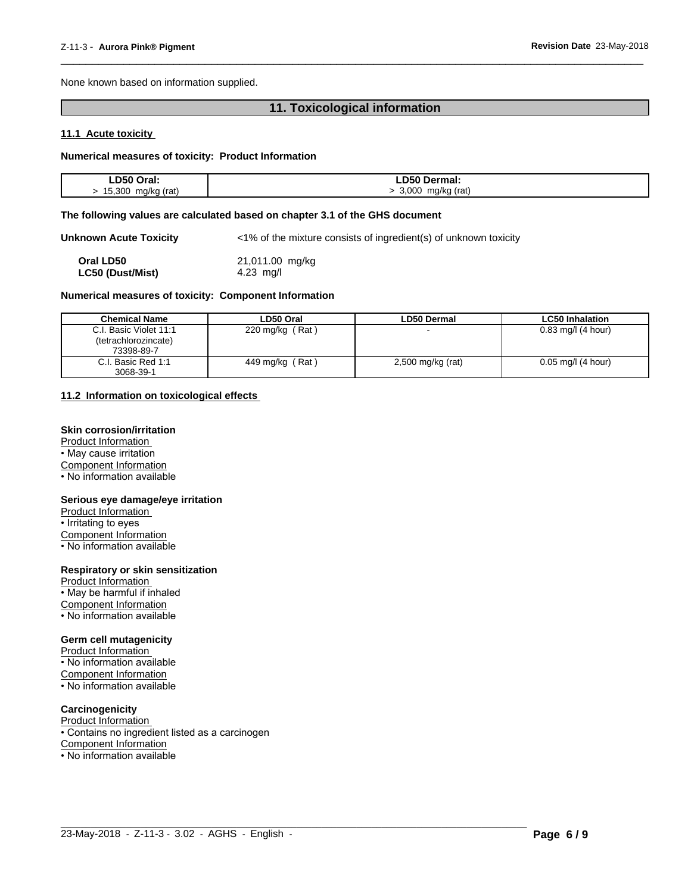None known based on information supplied.

## 11. Toxicological information

### 11.1 Acute toxicity

**Numerical measures of toxicity: Product Information**

| LD50 Oral: | LD50 Dermal: |
|---|---|
| > 15,300 mg/kg (rat) | > 3,000 mg/kg (rat) |

**The following values are calculated based on chapter 3.1 of the GHS document**

**Unknown Acute Toxicity** <1% of the mixture consists of ingredient(s) of unknown toxicity

**Oral LD50** 21,011.00 mg/kg
**LC50 (Dust/Mist)** 4.23 mg/l

**Numerical measures of toxicity: Component Information**

| Chemical Name | LD50 Oral | LD50 Dermal | LC50 Inhalation |
|---|---|---|---|
| C.I. Basic Violet 11:1 (tetrachlorozincate) 73398-89-7 | 220 mg/kg ( Rat ) | - | 0.83 mg/l (4 hour) |
| C.I. Basic Red 1:1 3068-39-1 | 449 mg/kg ( Rat ) | 2,500 mg/kg (rat) | 0.05 mg/l (4 hour) |

### 11.2 Information on toxicological effects

**Skin corrosion/irritation**
Product Information
• May cause irritation
Component Information
• No information available

**Serious eye damage/eye irritation**
Product Information
• Irritating to eyes
Component Information
• No information available

**Respiratory or skin sensitization**
Product Information
• May be harmful if inhaled
Component Information
• No information available

**Germ cell mutagenicity**
Product Information
• No information available
Component Information
• No information available

**Carcinogenicity**
Product Information
• Contains no ingredient listed as a carcinogen
Component Information
• No information available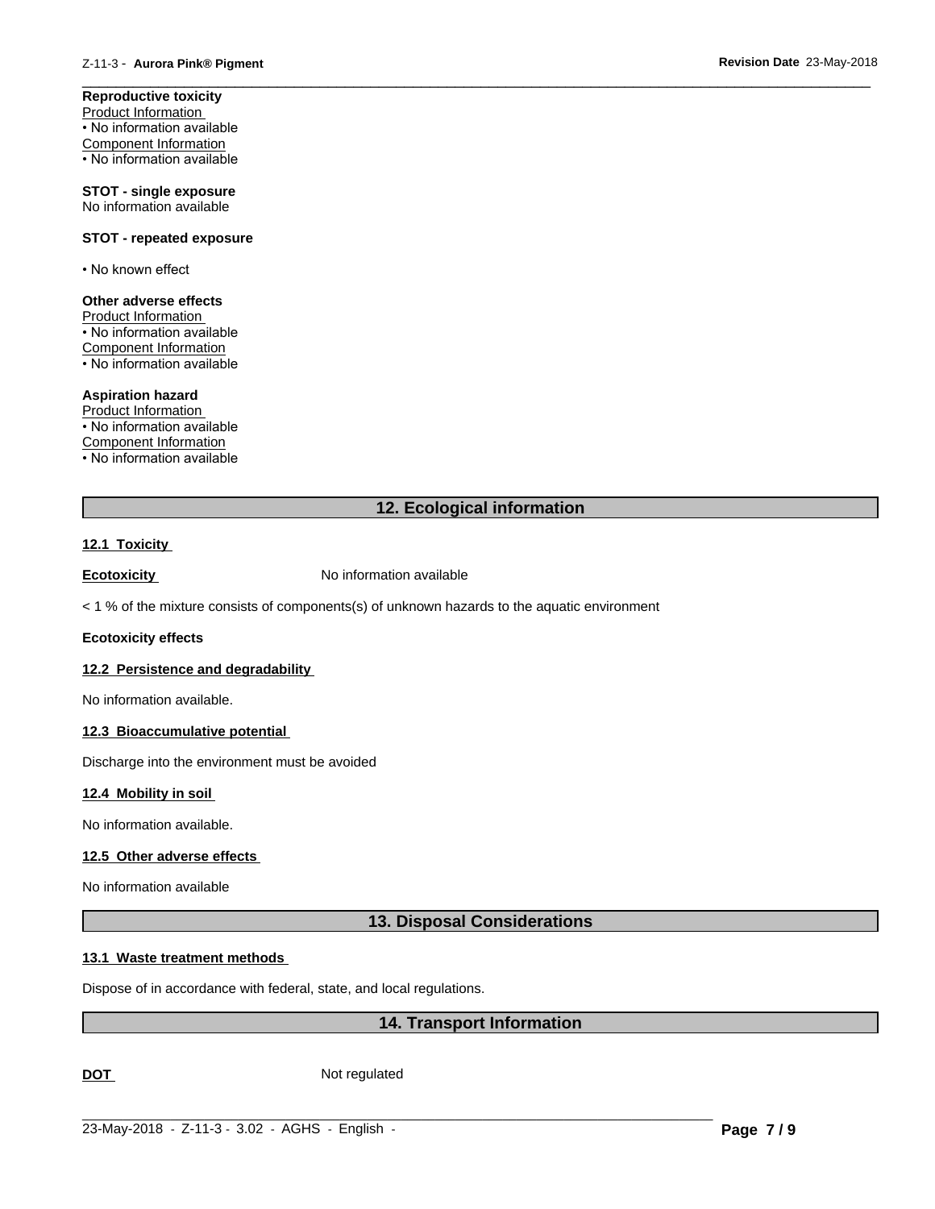**Reproductive toxicity**

Product Information

• No information available

Component Information

• No information available

**STOT - single exposure**

No information available

**STOT - repeated exposure**

• No known effect

**Other adverse effects**

Product Information

• No information available

Component Information

• No information available

**Aspiration hazard**

Product Information

• No information available

Component Information

• No information available

## 12. Ecological information

**12.1 Toxicity**

**Ecotoxicity** No information available

< 1 % of the mixture consists of components(s) of unknown hazards to the aquatic environment

**Ecotoxicity effects**

**12.2 Persistence and degradability**

No information available.

**12.3 Bioaccumulative potential**

Discharge into the environment must be avoided

**12.4 Mobility in soil**

No information available.

**12.5 Other adverse effects**

No information available

## 13. Disposal Considerations

**13.1 Waste treatment methods**

Dispose of in accordance with federal, state, and local regulations.

## 14. Transport Information

**DOT** Not regulated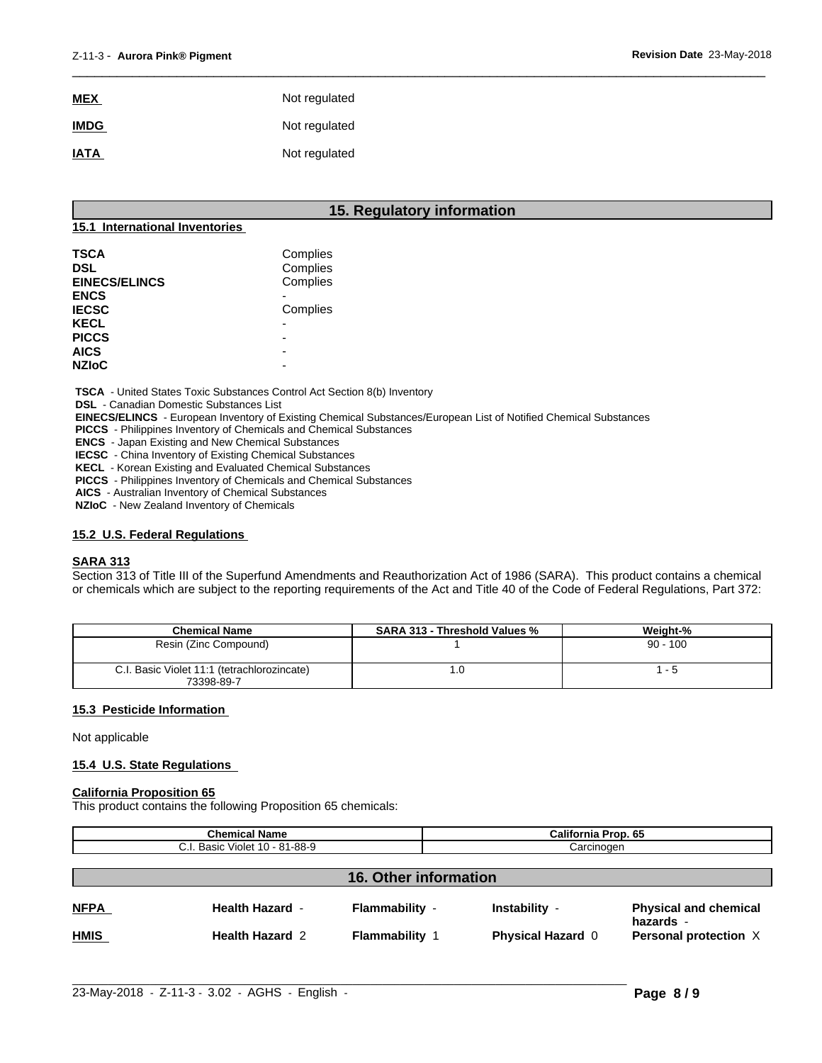| | |
|---|---|
| **MEX** | Not regulated |
| **IMDG** | Not regulated |
| **IATA** | Not regulated |

## 15. Regulatory information

### 15.1 International Inventories

| | |
|---|---|
| **TSCA** | Complies |
| **DSL** | Complies |
| **EINECS/ELINCS** | Complies |
| **ENCS** | - |
| **IECSC** | Complies |
| **KECL** | - |
| **PICCS** | - |
| **AICS** | - |
| **NZIoC** | - |

**TSCA** - United States Toxic Substances Control Act Section 8(b) Inventory
**DSL** - Canadian Domestic Substances List
**EINECS/ELINCS** - European Inventory of Existing Chemical Substances/European List of Notified Chemical Substances
**PICCS** - Philippines Inventory of Chemicals and Chemical Substances
**ENCS** - Japan Existing and New Chemical Substances
**IECSC** - China Inventory of Existing Chemical Substances
**KECL** - Korean Existing and Evaluated Chemical Substances
**PICCS** - Philippines Inventory of Chemicals and Chemical Substances
**AICS** - Australian Inventory of Chemical Substances
**NZIoC** - New Zealand Inventory of Chemicals

### 15.2 U.S. Federal Regulations

**SARA 313**

Section 313 of Title III of the Superfund Amendments and Reauthorization Act of 1986 (SARA). This product contains a chemical or chemicals which are subject to the reporting requirements of the Act and Title 40 of the Code of Federal Regulations, Part 372:

| Chemical Name | SARA 313 - Threshold Values % | Weight-% |
|---|---|---|
| Resin (Zinc Compound) | 1 | 90 - 100 |
| C.I. Basic Violet 11:1 (tetrachlorozincate) 73398-89-7 | 1.0 | 1 - 5 |

### 15.3 Pesticide Information

Not applicable

### 15.4 U.S. State Regulations

**California Proposition 65**

This product contains the following Proposition 65 chemicals:

| Chemical Name | California Prop. 65 |
|---|---|
| C.I. Basic Violet 10 - 81-88-9 | Carcinogen |

## 16. Other information

| | | | | |
|---|---|---|---|---|
| **NFPA** | **Health Hazard** - | **Flammability** - | **Instability** - | **Physical and chemical hazards** - |
| **HMIS** | **Health Hazard** 2 | **Flammability** 1 | **Physical Hazard** 0 | **Personal protection** X |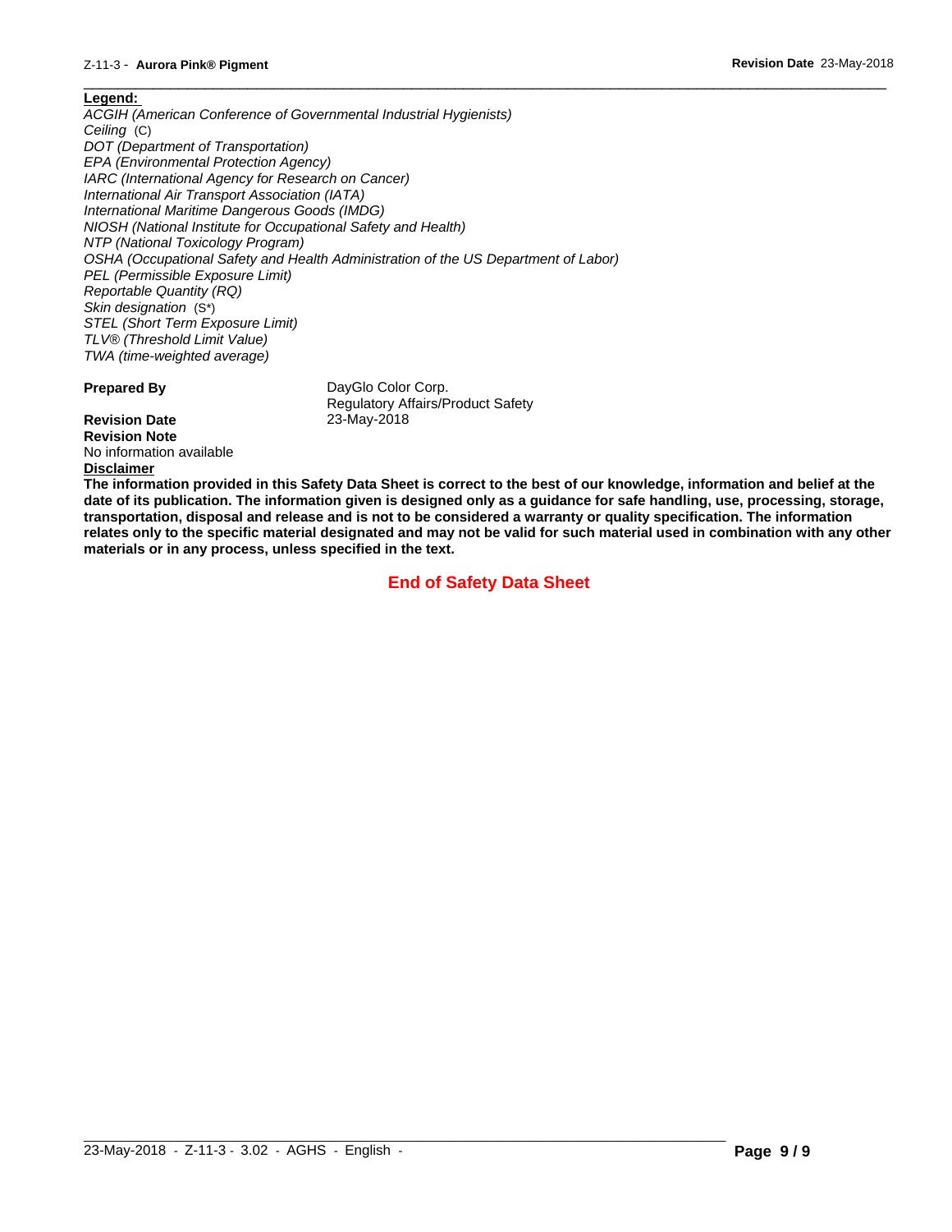**Legend:**

*ACGIH (American Conference of Governmental Industrial Hygienists)*
*Ceiling* (C)
*DOT (Department of Transportation)*
*EPA (Environmental Protection Agency)*
*IARC (International Agency for Research on Cancer)*
*International Air Transport Association (IATA)*
*International Maritime Dangerous Goods (IMDG)*
*NIOSH (National Institute for Occupational Safety and Health)*
*NTP (National Toxicology Program)*
*OSHA (Occupational Safety and Health Administration of the US Department of Labor)*
*PEL (Permissible Exposure Limit)*
*Reportable Quantity (RQ)*
*Skin designation* (S*)
*STEL (Short Term Exposure Limit)*
*TLV® (Threshold Limit Value)*
*TWA (time-weighted average)*

**Prepared By** DayGlo Color Corp.
Regulatory Affairs/Product Safety

**Revision Date** 23-May-2018

**Revision Note**
No information available

**Disclaimer**

**The information provided in this Safety Data Sheet is correct to the best of our knowledge, information and belief at the date of its publication. The information given is designed only as a guidance for safe handling, use, processing, storage, transportation, disposal and release and is not to be considered a warranty or quality specification. The information relates only to the specific material designated and may not be valid for such material used in combination with any other materials or in any process, unless specified in the text.**

**End of Safety Data Sheet**